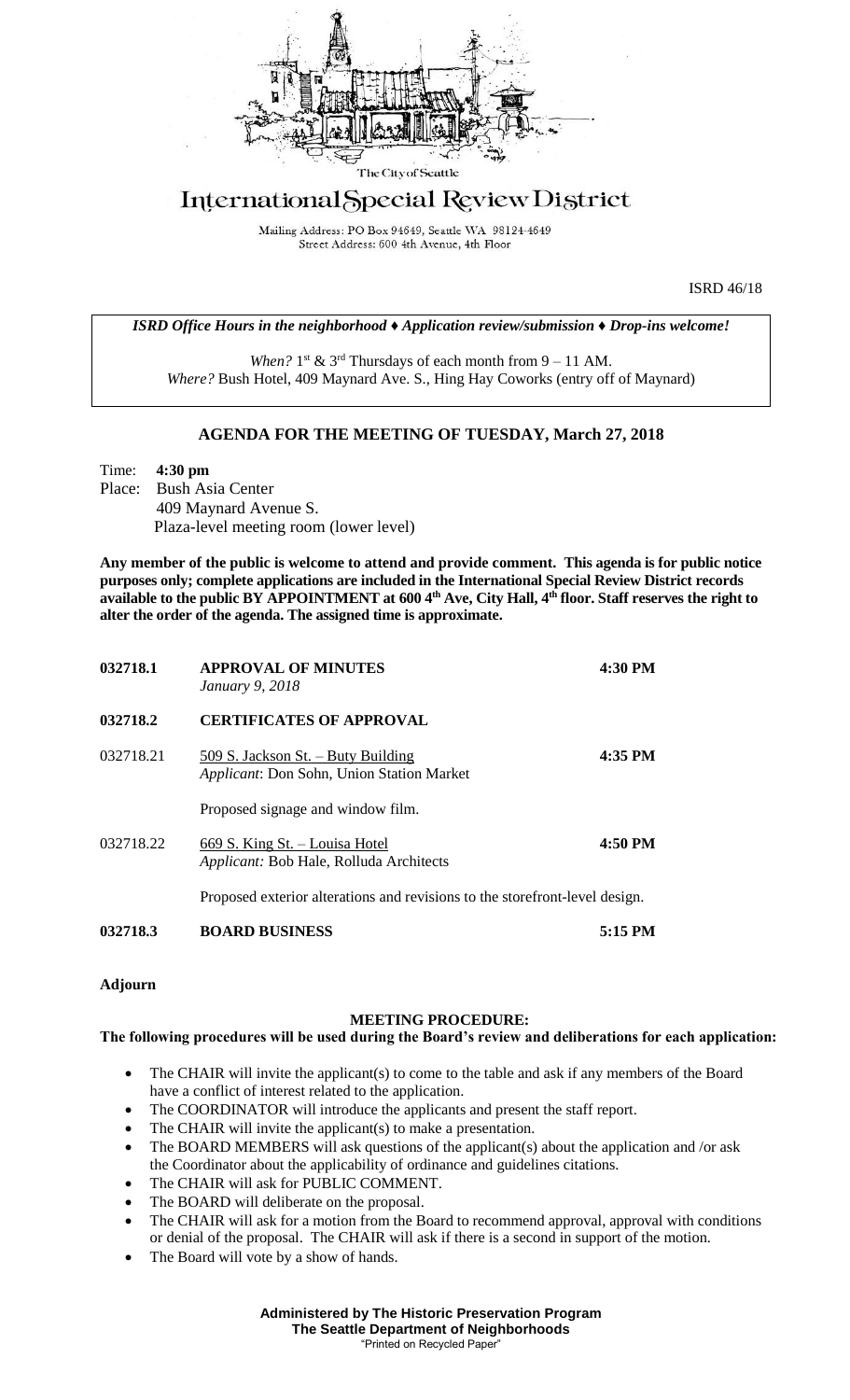The City of Seattle

# International Special Review District

Mailing Address: PO Box 94649, Seattle WA 98124-4649
Street Address: 600 4th Avenue, 4th Floor

ISRD 46/18

*ISRD Office Hours in the neighborhood ♦ Application review/submission ♦ Drop-ins welcome!*

*When?* 1st & 3rd Thursdays of each month from 9 – 11 AM.
*Where?* Bush Hotel, 409 Maynard Ave. S., Hing Hay Coworks (entry off of Maynard)

## AGENDA FOR THE MEETING OF TUESDAY, March 27, 2018

Time: **4:30 pm**
Place: Bush Asia Center
409 Maynard Avenue S.
Plaza-level meeting room (lower level)

**Any member of the public is welcome to attend and provide comment. This agenda is for public notice purposes only; complete applications are included in the International Special Review District records available to the public BY APPOINTMENT at 600 4th Ave, City Hall, 4th floor. Staff reserves the right to alter the order of the agenda. The assigned time is approximate.**

| | | |
|---|---|---|
| **032718.1** | **APPROVAL OF MINUTES**<br>*January 9, 2018* | **4:30 PM** |
| **032718.2** | **CERTIFICATES OF APPROVAL** | |
| 032718.21 | 509 S. Jackson St. – Buty Building<br>*Applicant*: Don Sohn, Union Station Market<br><br>Proposed signage and window film. | **4:35 PM** |
| 032718.22 | 669 S. King St. – Louisa Hotel<br>*Applicant:* Bob Hale, Rolluda Architects<br><br>Proposed exterior alterations and revisions to the storefront-level design. | **4:50 PM** |
| **032718.3** | **BOARD BUSINESS** | **5:15 PM** |

**Adjourn**

### MEETING PROCEDURE:

**The following procedures will be used during the Board's review and deliberations for each application:**

- The CHAIR will invite the applicant(s) to come to the table and ask if any members of the Board have a conflict of interest related to the application.
- The COORDINATOR will introduce the applicants and present the staff report.
- The CHAIR will invite the applicant(s) to make a presentation.
- The BOARD MEMBERS will ask questions of the applicant(s) about the application and /or ask the Coordinator about the applicability of ordinance and guidelines citations.
- The CHAIR will ask for PUBLIC COMMENT.
- The BOARD will deliberate on the proposal.
- The CHAIR will ask for a motion from the Board to recommend approval, approval with conditions or denial of the proposal. The CHAIR will ask if there is a second in support of the motion.
- The Board will vote by a show of hands.

**Administered by The Historic Preservation Program**
**The Seattle Department of Neighborhoods**
"Printed on Recycled Paper"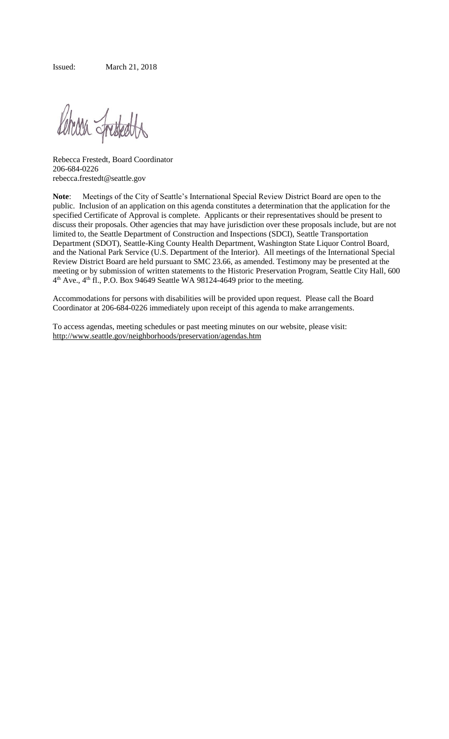Issued: March 21, 2018

Rebecca Frestedt, Board Coordinator
206-684-0226
rebecca.frestedt@seattle.gov

**Note**: Meetings of the City of Seattle's International Special Review District Board are open to the public. Inclusion of an application on this agenda constitutes a determination that the application for the specified Certificate of Approval is complete. Applicants or their representatives should be present to discuss their proposals. Other agencies that may have jurisdiction over these proposals include, but are not limited to, the Seattle Department of Construction and Inspections (SDCI), Seattle Transportation Department (SDOT), Seattle-King County Health Department, Washington State Liquor Control Board, and the National Park Service (U.S. Department of the Interior). All meetings of the International Special Review District Board are held pursuant to SMC 23.66, as amended. Testimony may be presented at the meeting or by submission of written statements to the Historic Preservation Program, Seattle City Hall, 600 4th Ave., 4th fl., P.O. Box 94649 Seattle WA 98124-4649 prior to the meeting.

Accommodations for persons with disabilities will be provided upon request. Please call the Board Coordinator at 206-684-0226 immediately upon receipt of this agenda to make arrangements.

To access agendas, meeting schedules or past meeting minutes on our website, please visit: http://www.seattle.gov/neighborhoods/preservation/agendas.htm